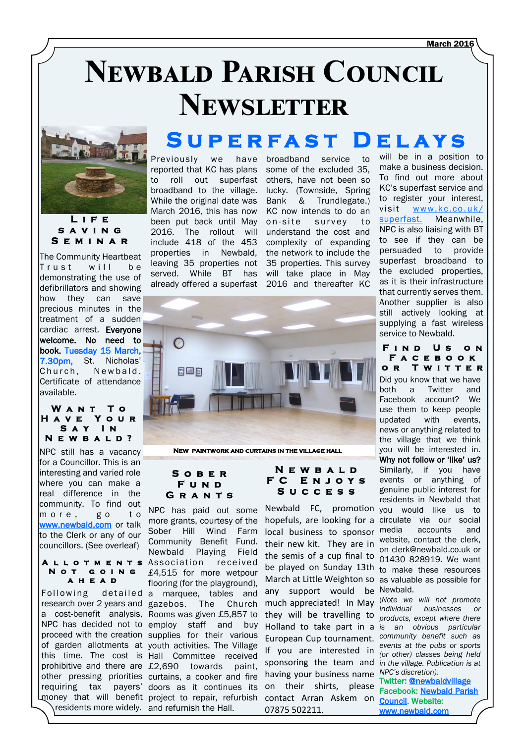March 2016

# Newbald Parish Council Newsletter

## Superfast Delays

Previously we have reported that KC has plans to roll out superfast broadband to the village. While the original date was March 2016, this has now been put back until May 2016. The rollout will include 418 of the 453 properties in Newbald, leaving 35 properties not served. While BT has already offered a superfast broadband service to some of the excluded 35, others, have not been so lucky. (Townside, Spring Bank & Trundlegate.) KC now intends to do an on-site survey to understand the cost and complexity of expanding the network to include the 35 properties. This survey will take place in May 2016 and thereafter KC will be in a position to make a business decision. To find out more about KC's superfast service and to register your interest, visit www.kc.co.uk/superfast. Meanwhile, NPC is also liaising with BT to see if they can be persuaded to provide superfast broadband to the excluded properties, as it is their infrastructure that currently serves them. Another supplier is also still actively looking at supplying a fast wireless service to Newbald.

## Life Saving Seminar

The Community Heartbeat Trust will be demonstrating the use of defibrillators and showing how they can save precious minutes in the treatment of a sudden cardiac arrest. **Everyone welcome. No need to book. Tuesday 15 March, 7.30pm,** St. Nicholas' Church, Newbald. Certificate of attendance available.

## Want To Have Your Say In Newbald?

NPC still has a vacancy for a Councillor. This is an interesting and varied role where you can make a real difference in the community. To find out more, go to www.newbald.com or talk to the Clerk or any of our councillors. (See overleaf)

## Allotments Not Going Ahead

Following detailed research over 2 years and a cost-benefit analysis, NPC has decided not to proceed with the creation of garden allotments at this time. The costs is prohibitive and there are other pressing priorities requiring tax payers' money that will benefit residents more widely.

New paintwork and curtains in the village hall

## Sober Fund Grants

NPC has paid out some more grants, courtesy of the Sober Hill Wind Farm Community Benefit Fund. Newbald Playing Field Association received £4,515 for more wetpour flooring (for the playground), a marquee, tables and gazebos. The Church Rooms was given £5,857 to employ staff and buy supplies for their various youth activities. The Village Hall Committee received £2,690 towards paint, curtains, a cooker and fire doors as it continues its project to repair, refurbish and refurnish the Hall.

## Newbald FC Enjoys Success

Newbald FC, promotion hopefuls, are looking for a local business to sponsor their new kit. They are in the semis of a cup final to be played on Sunday 13th March at Little Weighton so any support would be much appreciated! In May they will be travelling to Holland to take part in a European Cup tournament. If you are interested in sponsoring the team and having your business name on their shirts, please contact Arran Askem on 07875 502211.

## Find Us on Facebook or Twitter

Did you know that we have both a Twitter and Facebook account? We use them to keep people updated with events, news or anything related to the village that we think you will be interested in. **Why not follow or 'like' us?** Similarly, if you have events or anything of genuine public interest for residents in Newbald that you would like us to circulate via our social media accounts and website, contact the clerk, on clerk@newbald.co.uk or 01430 828919. We want to make these resources as valuable as possible for Newbald.

*(Note we will not promote individual businesses or products, except where there is an obvious particular community benefit such as events at the pubs or sports (or other) classes being held in the village. Publication is at NPC's discretion).*

**Twitter: @newbaldvillage Facebook: Newbald Parish Council. Website: www.newbald.com**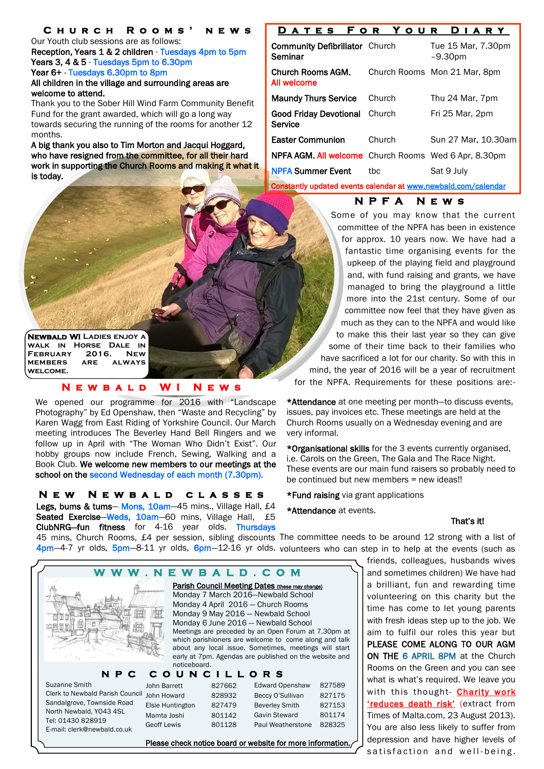## Church Rooms' News

Our Youth club sessions are as follows:

**Reception, Years 1 & 2 children** - Tuesdays 4pm to 5pm

**Years 3, 4 & 5** - Tuesdays 5pm to 6.30pm

**Year 6+** - Tuesdays 6.30pm to 8pm

**All children in the village and surrounding areas are welcome to attend.**

Thank you to the Sober Hill Wind Farm Community Benefit Fund for the grant awarded, which will go a long way towards securing the running of the rooms for another 12 months.

**A big thank you also to Tim Morton and Jacqui Hoggard, who have resigned from the committee, for all their hard work in supporting the Church Rooms and making it what it is today.**

## Dates For Your Diary

| | | |
|---|---|---|
| **Community Defibrillator Seminar** | Church | Tue 15 Mar, 7.30pm –9.30pm |
| **Church Rooms AGM.** All welcome | Church Rooms | Mon 21 Mar, 8pm |
| **Maundy Thurs Service** | Church | Thu 24 Mar, 7pm |
| **Good Friday Devotional Service** | Church | Fri 25 Mar, 2pm |
| **Easter Communion** | Church | Sun 27 Mar, 10.30am |
| **NPFA AGM.** All welcome | Church Rooms | Wed 6 Apr, 8.30pm |
| **NPFA Summer Event** | tbc | Sat 9 July |

Constantly updated events calendar at www.newbald.com/calendar

Newbald WI Ladies enjoy a walk in Horse Dale in February 2016. New members are always welcome.

## NPFA News

Some of you may know that the current committee of the NPFA has been in existence for approx. 10 years now. We have had a fantastic time organising events for the upkeep of the playing field and playground and, with fund raising and grants, we have managed to bring the playground a little more into the 21st century. Some of our committee now feel that they have given as much as they can to the NPFA and would like to make this their last year so they can give some of their time back to their families who have sacrificed a lot for our charity. So with this in mind, the year of 2016 will be a year of recruitment for the NPFA. Requirements for these positions are:-

***Attendance** at one meeting per month—to discuss events, issues, pay invoices etc. These meetings are held at the Church Rooms usually on a Wednesday evening and are very informal.

***Organisational skills** for the 3 events currently organised, i.e. Carols on the Green, The Gala and The Race Night. These events are our main fund raisers so probably need to be continued but new members = new ideas!!

***Fund raising** via grant applications

***Attendance** at events.

**That's it!**

The committee needs to be around 12 strong with a list of volunteers who can step in to help at the events (such as friends, colleagues, husbands wives and sometimes children) We have had a brilliant, fun and rewarding time volunteering on this charity but the time has come to let young parents with fresh ideas step up to the job. We aim to fulfil our roles this year but **PLEASE COME ALONG TO OUR AGM ON THE 6 APRIL 8PM** at the Church Rooms on the Green and you can see what is what's required. We leave you with this thought- **Charity work 'reduces death risk'** (extract from Times of Malta.com, 23 August 2013). You are also less likely to suffer from depression and have higher levels of satisfaction and well-being.

## Newbald WI News

We opened our programme for 2016 with "Landscape Photography" by Ed Openshaw, then "Waste and Recycling" by Karen Wagg from East Riding of Yorkshire Council. Our March meeting introduces The Beverley Hand Bell Ringers and we follow up in April with "The Woman Who Didn't Exist". Our hobby groups now include French, Sewing, Walking and a Book Club. **We welcome new members to our meetings at the school on the second Wednesday of each month (7.30pm).**

## New Newbald Classes

**Legs, bums & tums**— Mons, 10am—45 mins., Village Hall, £4

**Seated Exercise**—Weds, 10am—60 mins, Village Hall, £5

**ClubNRG—fun fitness** for 4-16 year olds. Thursdays 45 mins, Church Rooms, £4 per session, sibling discounts 4pm—4-7 yr olds, 5pm—8-11 yr olds, 6pm—12-16 yr olds.

## www.newbald.com

**Parish Council Meeting Dates** (these may change)

Monday 7 March 2016—Newbald School
Monday 4 April 2016 – Church Rooms
Monday 9 May 2016 – Newbald School
Monday 6 June 2016 – Newbald School

Meetings are preceded by an Open Forum at 7.30pm at which parishioners are welcome to come along and talk about any local issue. Sometimes, meetings will start early at 7pm. Agendas are published on the website and noticeboard.

## NPC Councillors

Suzanne Smith
Clerk to Newbald Parish Council
Sandalgrove, Townside Road
North Newbald, YO43 4SL
Tel: 01430 828919
E-mail: clerk@newbald.co.uk

| | | | |
|---|---|---|---|
| John Barrett | 827662 | Edward Openshaw | 827589 |
| John Howard | 828932 | Beccy O'Sullivan | 827175 |
| Elsie Huntington | 827479 | Beverley Smith | 827153 |
| Mamta Joshi | 801142 | Gavin Steward | 801174 |
| Geoff Lewis | 801128 | Paul Weatherstone | 828325 |

Please check notice board or website for more information.